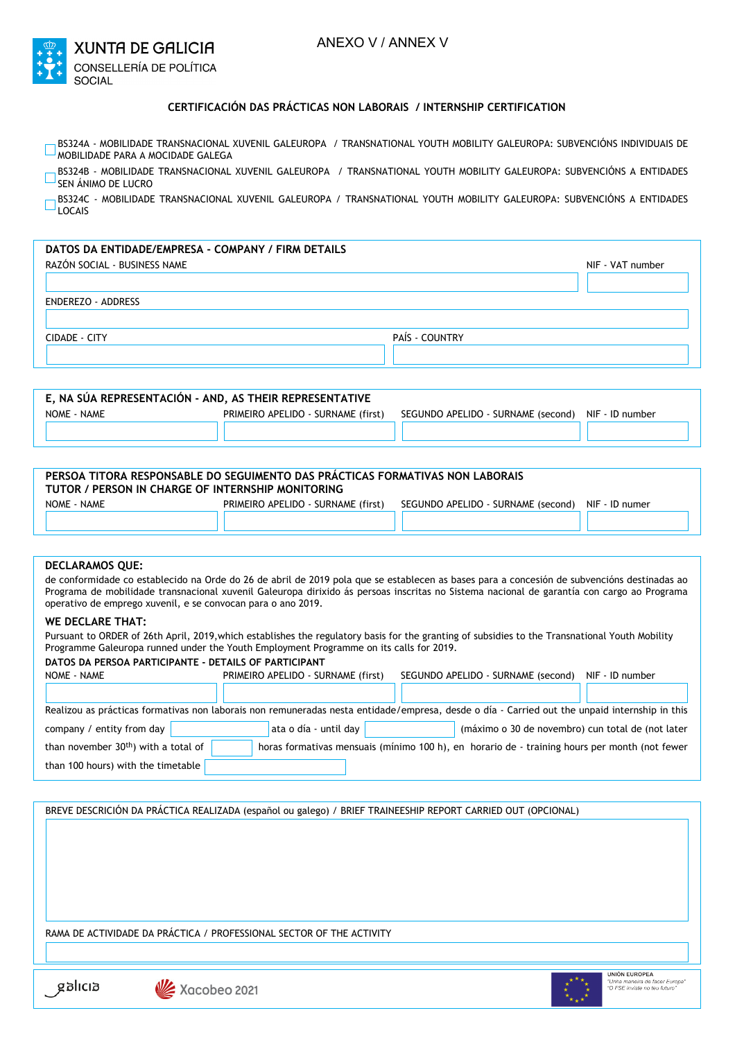XUNTA DE GALICIA
CONSELLERÍA DE POLÍTICA SOCIAL

ANEXO V / ANNEX V

## CERTIFICACIÓN DAS PRÁCTICAS NON LABORAIS / INTERNSHIP CERTIFICATION

☐ BS324A - MOBILIDADE TRANSNACIONAL XUVENIL GALEUROPA / TRANSNATIONAL YOUTH MOBILITY GALEUROPA: SUBVENCIÓNS INDIVIDUAIS DE MOBILIDADE PARA A MOCIDADE GALEGA

☐ BS324B - MOBILIDADE TRANSNACIONAL XUVENIL GALEUROPA / TRANSNATIONAL YOUTH MOBILITY GALEUROPA: SUBVENCIÓNS A ENTIDADES SEN ÁNIMO DE LUCRO

☐ BS324C - MOBILIDADE TRANSNACIONAL XUVENIL GALEUROPA / TRANSNATIONAL YOUTH MOBILITY GALEUROPA: SUBVENCIÓNS A ENTIDADES LOCAIS

### DATOS DA ENTIDADE/EMPRESA - COMPANY / FIRM DETAILS

| RAZÓN SOCIAL - BUSINESS NAME | NIF - VAT number |
|---|---|
| | |

| ENDEREZO - ADDRESS |
|---|
| |

| CIDADE - CITY | PAÍS - COUNTRY |
|---|---|
| | |

### E, NA SÚA REPRESENTACIÓN - AND, AS THEIR REPRESENTATIVE

| NOME - NAME | PRIMEIRO APELIDO - SURNAME (first) | SEGUNDO APELIDO - SURNAME (second) | NIF - ID number |
|---|---|---|---|
| | | | |

### PERSOA TITORA RESPONSABLE DO SEGUIMENTO DAS PRÁCTICAS FORMATIVAS NON LABORAIS TUTOR / PERSON IN CHARGE OF INTERNSHIP MONITORING

| NOME - NAME | PRIMEIRO APELIDO - SURNAME (first) | SEGUNDO APELIDO - SURNAME (second) | NIF - ID numer |
|---|---|---|---|
| | | | |

### DECLARAMOS QUE:

de conformidade co establecido na Orde do 26 de abril de 2019 pola que se establecen as bases para a concesión de subvencións destinadas ao Programa de mobilidade transnacional xuvenil Galeuropa dirixido ás persoas inscritas no Sistema nacional de garantía con cargo ao Programa operativo de emprego xuvenil, e se convocan para o ano 2019.

### WE DECLARE THAT:

Pursuant to ORDER of 26th April, 2019,which establishes the regulatory basis for the granting of subsidies to the Transnational Youth Mobility Programme Galeuropa runned under the Youth Employment Programme on its calls for 2019.

**DATOS DA PERSOA PARTICIPANTE - DETAILS OF PARTICIPANT**

| NOME - NAME | PRIMEIRO APELIDO - SURNAME (first) | SEGUNDO APELIDO - SURNAME (second) | NIF - ID number |
|---|---|---|---|
| | | | |

Realizou as prácticas formativas non laborais non remuneradas nesta entidade/empresa, desde o día - Carried out the unpaid internship in this company / entity from day ______ ata o día - until day ______ (máximo o 30 de novembro) cun total de (not later than november 30th) with a total of ______ horas formativas mensuais (mínimo 100 h), en horario de - training hours per month (not fewer than 100 hours) with the timetable ______

### BREVE DESCRICIÓN DA PRÁCTICA REALIZADA (español ou galego) / BRIEF TRAINEESHIP REPORT CARRIED OUT (OPCIONAL)

| |
|---|
| |

RAMA DE ACTIVIDADE DA PRÁCTICA / PROFESSIONAL SECTOR OF THE ACTIVITY

| |
|---|
| |

galicia — Xacobeo 2021 — UNIÓN EUROPEA "Unha maneira de facer Europa" "O FSE inviste no teu futuro"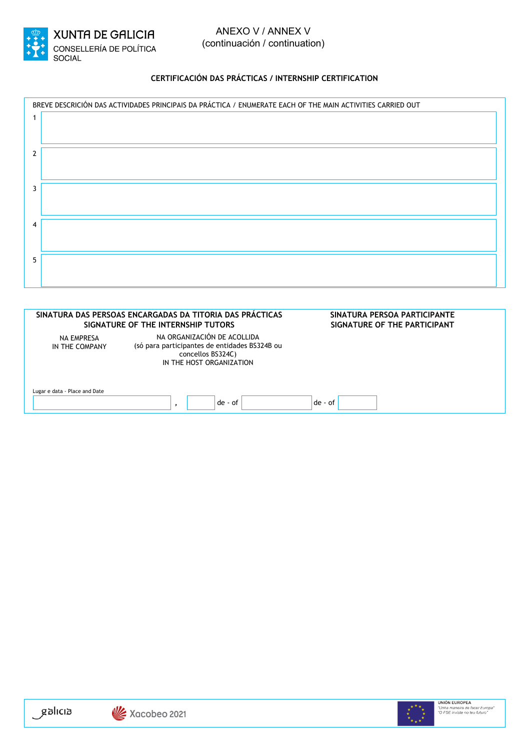XUNTA DE GALICIA
CONSELLERÍA DE POLÍTICA SOCIAL

ANEXO V / ANNEX V
(continuación / continuation)

## CERTIFICACIÓN DAS PRÁCTICAS / INTERNSHIP CERTIFICATION

BREVE DESCRICIÓN DAS ACTIVIDADES PRINCIPAIS DA PRÁCTICA / ENUMERATE EACH OF THE MAIN ACTIVITIES CARRIED OUT

| | |
|---|---|
| 1 | |
| 2 | |
| 3 | |
| 4 | |
| 5 | |

**SINATURA DAS PERSOAS ENCARGADAS DA TITORIA DAS PRÁCTICAS**
**SIGNATURE OF THE INTERNSHIP TUTORS**

NA EMPRESA
IN THE COMPANY

NA ORGANIZACIÓN DE ACOLLIDA
(só para participantes de entidades BS324B ou concellos BS324C)
IN THE HOST ORGANIZATION

**SINATURA PERSOA PARTICIPANTE**
**SIGNATURE OF THE PARTICIPANT**

Lugar e data - Place and Date

__________ , ____ de - of __________ de - of ______

galicia | Xacobeo 2021 | UNIÓN EUROPEA "Unha maneira de facer Europa" "O FSE inviste no teu futuro"